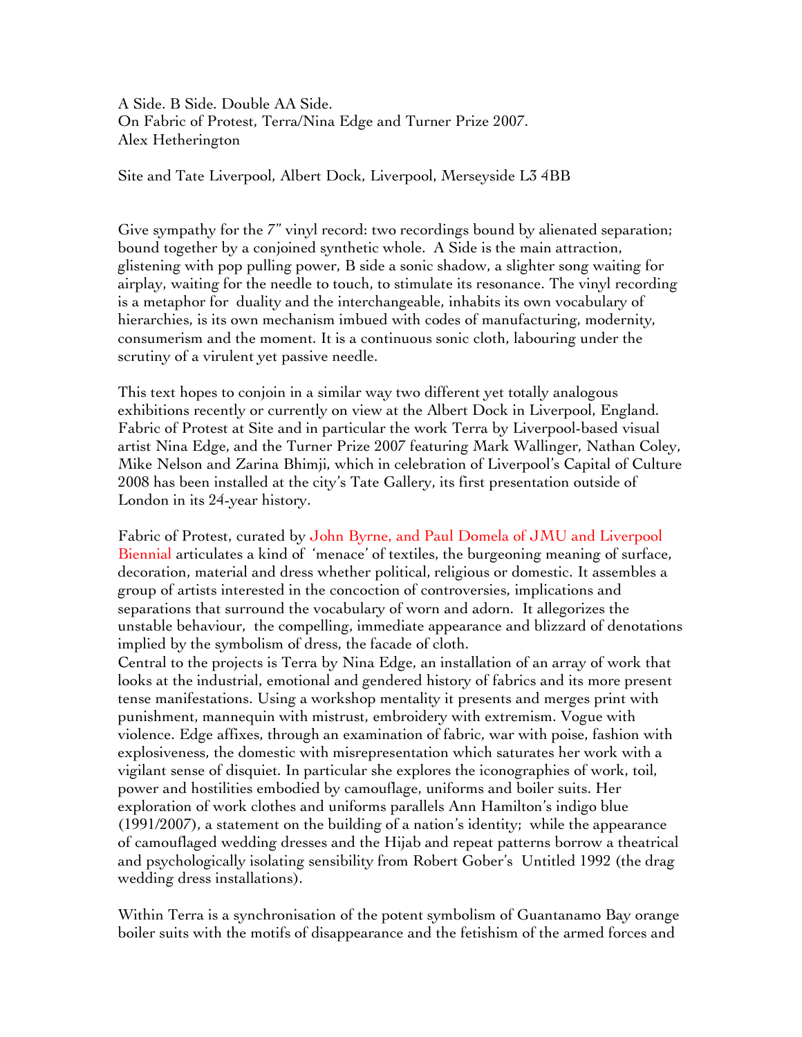A Side. B Side. Double AA Side.
On Fabric of Protest, Terra/Nina Edge and Turner Prize 2007.
Alex Hetherington

Site and Tate Liverpool, Albert Dock, Liverpool, Merseyside L3 4BB

Give sympathy for the 7" vinyl record: two recordings bound by alienated separation; bound together by a conjoined synthetic whole. A Side is the main attraction, glistening with pop pulling power, B side a sonic shadow, a slighter song waiting for airplay, waiting for the needle to touch, to stimulate its resonance. The vinyl recording is a metaphor for duality and the interchangeable, inhabits its own vocabulary of hierarchies, is its own mechanism imbued with codes of manufacturing, modernity, consumerism and the moment. It is a continuous sonic cloth, labouring under the scrutiny of a virulent yet passive needle.

This text hopes to conjoin in a similar way two different yet totally analogous exhibitions recently or currently on view at the Albert Dock in Liverpool, England. Fabric of Protest at Site and in particular the work Terra by Liverpool-based visual artist Nina Edge, and the Turner Prize 2007 featuring Mark Wallinger, Nathan Coley, Mike Nelson and Zarina Bhimji, which in celebration of Liverpool's Capital of Culture 2008 has been installed at the city's Tate Gallery, its first presentation outside of London in its 24-year history.

Fabric of Protest, curated by John Byrne, and Paul Domela of JMU and Liverpool Biennial articulates a kind of 'menace' of textiles, the burgeoning meaning of surface, decoration, material and dress whether political, religious or domestic. It assembles a group of artists interested in the concoction of controversies, implications and separations that surround the vocabulary of worn and adorn. It allegorizes the unstable behaviour, the compelling, immediate appearance and blizzard of denotations implied by the symbolism of dress, the facade of cloth.
Central to the projects is Terra by Nina Edge, an installation of an array of work that looks at the industrial, emotional and gendered history of fabrics and its more present tense manifestations. Using a workshop mentality it presents and merges print with punishment, mannequin with mistrust, embroidery with extremism. Vogue with violence. Edge affixes, through an examination of fabric, war with poise, fashion with explosiveness, the domestic with misrepresentation which saturates her work with a vigilant sense of disquiet. In particular she explores the iconographies of work, toil, power and hostilities embodied by camouflage, uniforms and boiler suits. Her exploration of work clothes and uniforms parallels Ann Hamilton's indigo blue (1991/2007), a statement on the building of a nation's identity; while the appearance of camouflaged wedding dresses and the Hijab and repeat patterns borrow a theatrical and psychologically isolating sensibility from Robert Gober's Untitled 1992 (the drag wedding dress installations).

Within Terra is a synchronisation of the potent symbolism of Guantanamo Bay orange boiler suits with the motifs of disappearance and the fetishism of the armed forces and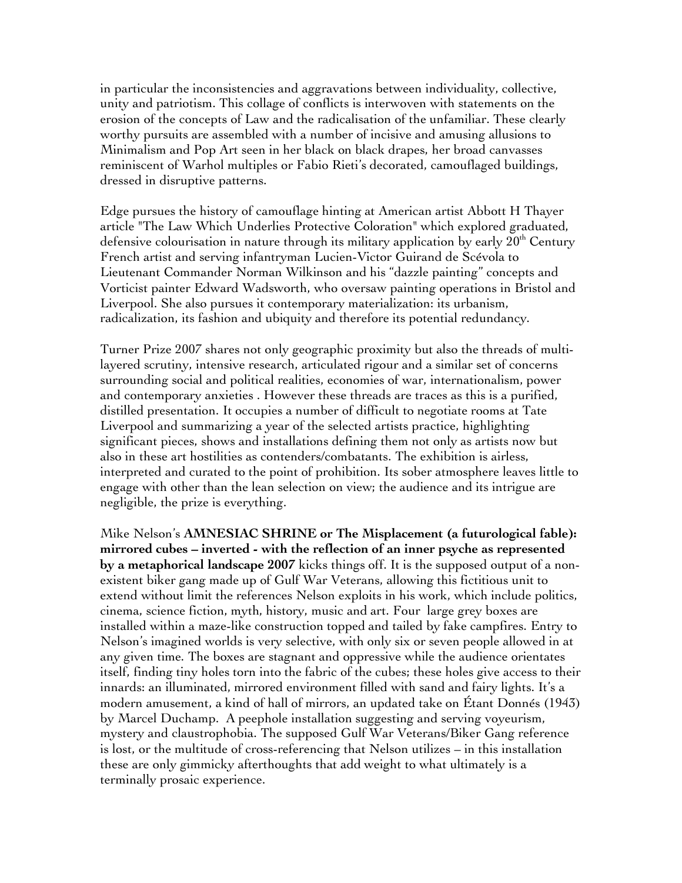in particular the inconsistencies and aggravations between individuality, collective, unity and patriotism. This collage of conflicts is interwoven with statements on the erosion of the concepts of Law and the radicalisation of the unfamiliar. These clearly worthy pursuits are assembled with a number of incisive and amusing allusions to Minimalism and Pop Art seen in her black on black drapes, her broad canvasses reminiscent of Warhol multiples or Fabio Rieti's decorated, camouflaged buildings, dressed in disruptive patterns.

Edge pursues the history of camouflage hinting at American artist Abbott H Thayer article "The Law Which Underlies Protective Coloration" which explored graduated, defensive colourisation in nature through its military application by early 20th Century French artist and serving infantryman Lucien-Victor Guirand de Scévola to Lieutenant Commander Norman Wilkinson and his "dazzle painting" concepts and Vorticist painter Edward Wadsworth, who oversaw painting operations in Bristol and Liverpool. She also pursues it contemporary materialization: its urbanism, radicalization, its fashion and ubiquity and therefore its potential redundancy.

Turner Prize 2007 shares not only geographic proximity but also the threads of multi-layered scrutiny, intensive research, articulated rigour and a similar set of concerns surrounding social and political realities, economies of war, internationalism, power and contemporary anxieties . However these threads are traces as this is a purified, distilled presentation. It occupies a number of difficult to negotiate rooms at Tate Liverpool and summarizing a year of the selected artists practice, highlighting significant pieces, shows and installations defining them not only as artists now but also in these art hostilities as contenders/combatants. The exhibition is airless, interpreted and curated to the point of prohibition. Its sober atmosphere leaves little to engage with other than the lean selection on view; the audience and its intrigue are negligible, the prize is everything.

Mike Nelson's **AMNESIAC SHRINE or The Misplacement (a futurological fable): mirrored cubes – inverted - with the reflection of an inner psyche as represented by a metaphorical landscape 2007** kicks things off. It is the supposed output of a non-existent biker gang made up of Gulf War Veterans, allowing this fictitious unit to extend without limit the references Nelson exploits in his work, which include politics, cinema, science fiction, myth, history, music and art. Four large grey boxes are installed within a maze-like construction topped and tailed by fake campfires. Entry to Nelson's imagined worlds is very selective, with only six or seven people allowed in at any given time. The boxes are stagnant and oppressive while the audience orientates itself, finding tiny holes torn into the fabric of the cubes; these holes give access to their innards: an illuminated, mirrored environment filled with sand and fairy lights. It's a modern amusement, a kind of hall of mirrors, an updated take on Étant Donnés (1943) by Marcel Duchamp. A peephole installation suggesting and serving voyeurism, mystery and claustrophobia. The supposed Gulf War Veterans/Biker Gang reference is lost, or the multitude of cross-referencing that Nelson utilizes – in this installation these are only gimmicky afterthoughts that add weight to what ultimately is a terminally prosaic experience.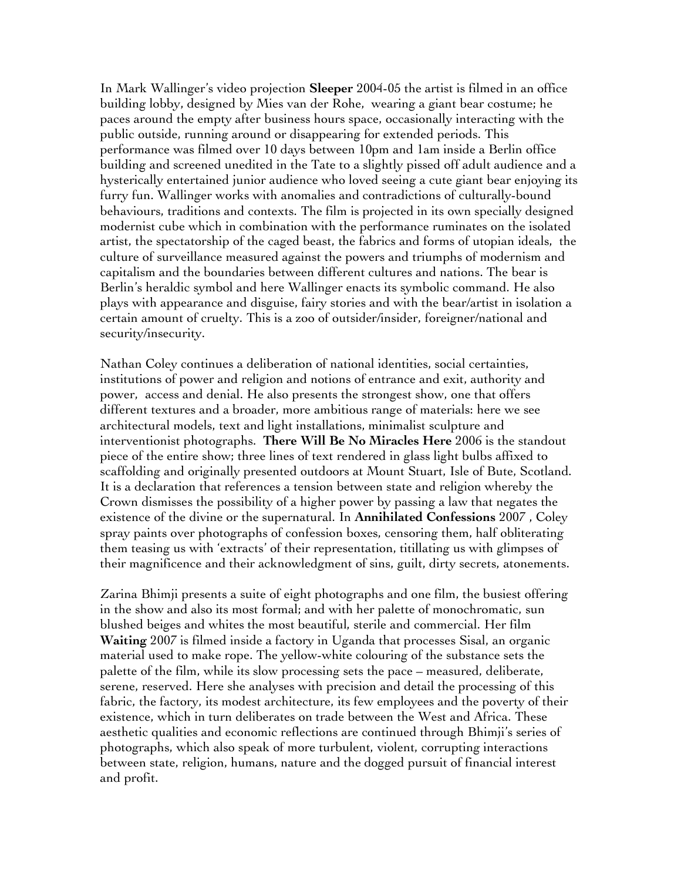In Mark Wallinger's video projection **Sleeper** 2004-05 the artist is filmed in an office building lobby, designed by Mies van der Rohe, wearing a giant bear costume; he paces around the empty after business hours space, occasionally interacting with the public outside, running around or disappearing for extended periods. This performance was filmed over 10 days between 10pm and 1am inside a Berlin office building and screened unedited in the Tate to a slightly pissed off adult audience and a hysterically entertained junior audience who loved seeing a cute giant bear enjoying its furry fun. Wallinger works with anomalies and contradictions of culturally-bound behaviours, traditions and contexts. The film is projected in its own specially designed modernist cube which in combination with the performance ruminates on the isolated artist, the spectatorship of the caged beast, the fabrics and forms of utopian ideals, the culture of surveillance measured against the powers and triumphs of modernism and capitalism and the boundaries between different cultures and nations. The bear is Berlin's heraldic symbol and here Wallinger enacts its symbolic command. He also plays with appearance and disguise, fairy stories and with the bear/artist in isolation a certain amount of cruelty. This is a zoo of outsider/insider, foreigner/national and security/insecurity.

Nathan Coley continues a deliberation of national identities, social certainties, institutions of power and religion and notions of entrance and exit, authority and power, access and denial. He also presents the strongest show, one that offers different textures and a broader, more ambitious range of materials: here we see architectural models, text and light installations, minimalist sculpture and interventionist photographs. **There Will Be No Miracles Here** 2006 is the standout piece of the entire show; three lines of text rendered in glass light bulbs affixed to scaffolding and originally presented outdoors at Mount Stuart, Isle of Bute, Scotland. It is a declaration that references a tension between state and religion whereby the Crown dismisses the possibility of a higher power by passing a law that negates the existence of the divine or the supernatural. In **Annihilated Confessions** 2007 , Coley spray paints over photographs of confession boxes, censoring them, half obliterating them teasing us with 'extracts' of their representation, titillating us with glimpses of their magnificence and their acknowledgment of sins, guilt, dirty secrets, atonements.

Zarina Bhimji presents a suite of eight photographs and one film, the busiest offering in the show and also its most formal; and with her palette of monochromatic, sun blushed beiges and whites the most beautiful, sterile and commercial. Her film **Waiting** 2007 is filmed inside a factory in Uganda that processes Sisal, an organic material used to make rope. The yellow-white colouring of the substance sets the palette of the film, while its slow processing sets the pace – measured, deliberate, serene, reserved. Here she analyses with precision and detail the processing of this fabric, the factory, its modest architecture, its few employees and the poverty of their existence, which in turn deliberates on trade between the West and Africa. These aesthetic qualities and economic reflections are continued through Bhimji's series of photographs, which also speak of more turbulent, violent, corrupting interactions between state, religion, humans, nature and the dogged pursuit of financial interest and profit.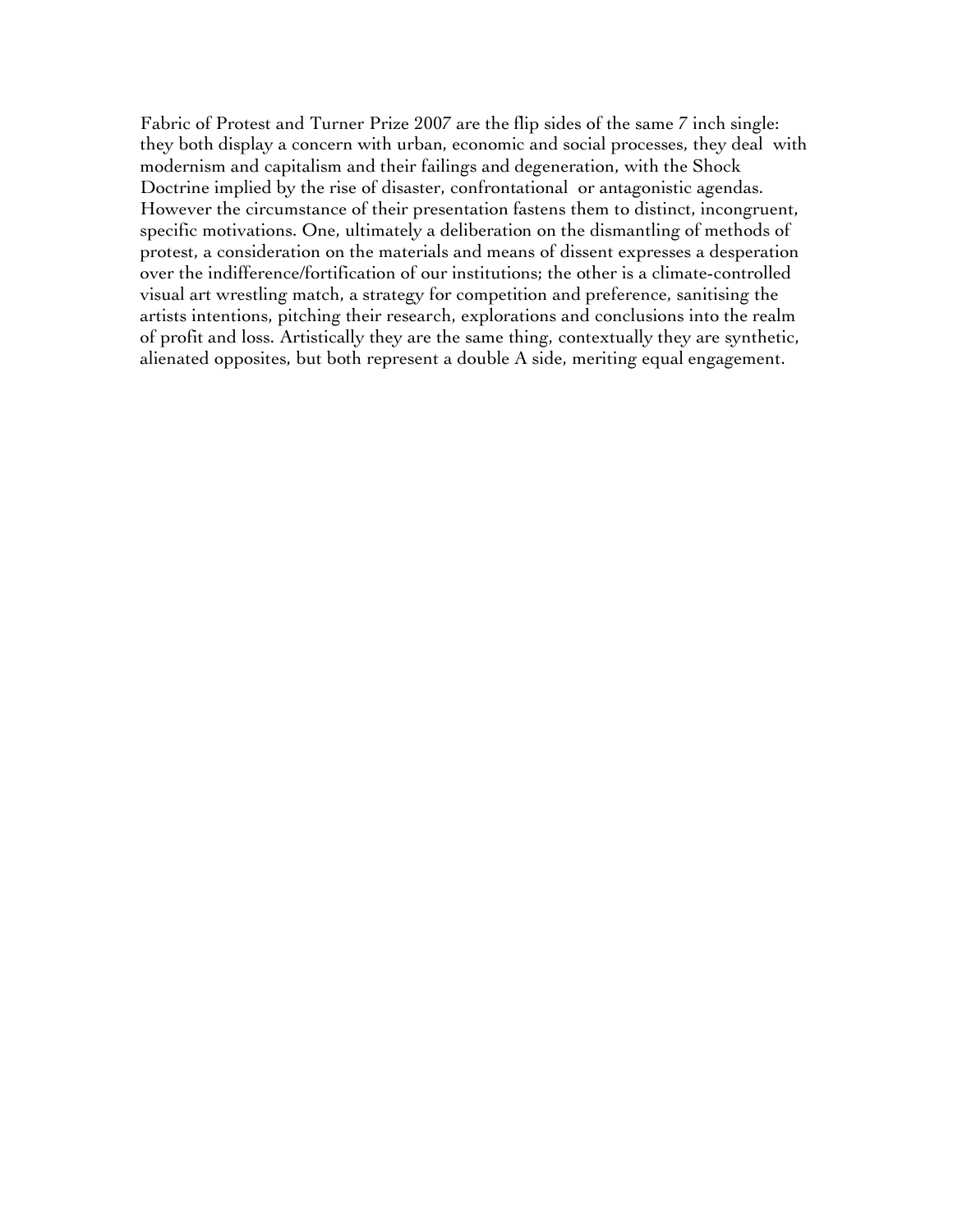Fabric of Protest and Turner Prize 2007 are the flip sides of the same 7 inch single: they both display a concern with urban, economic and social processes, they deal with modernism and capitalism and their failings and degeneration, with the Shock Doctrine implied by the rise of disaster, confrontational or antagonistic agendas. However the circumstance of their presentation fastens them to distinct, incongruent, specific motivations. One, ultimately a deliberation on the dismantling of methods of protest, a consideration on the materials and means of dissent expresses a desperation over the indifference/fortification of our institutions; the other is a climate-controlled visual art wrestling match, a strategy for competition and preference, sanitising the artists intentions, pitching their research, explorations and conclusions into the realm of profit and loss. Artistically they are the same thing, contextually they are synthetic, alienated opposites, but both represent a double A side, meriting equal engagement.